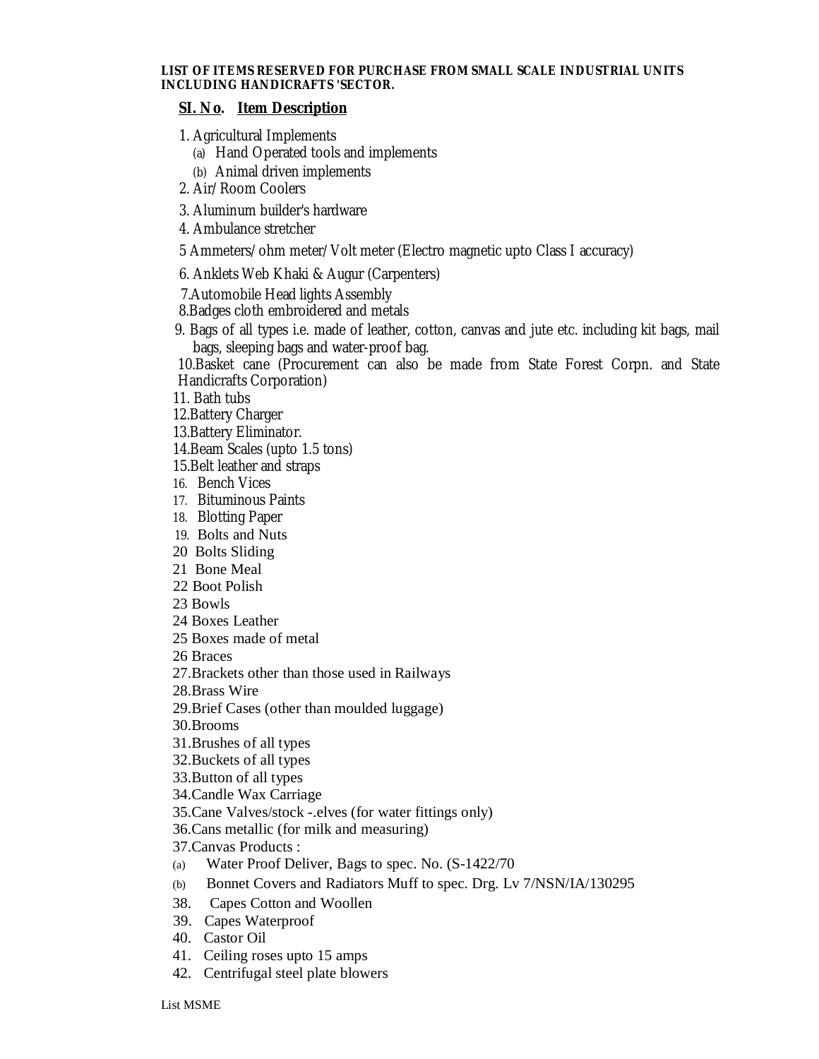**LIST OF ITEMS RESERVED FOR PURCHASE FROM SMALL SCALE INDUSTRIAL UNITS INCLUDING HANDICRAFTS 'SECTOR.**

**SI. No. Item Description**

1. Agricultural Implements
   - (a) Hand Operated tools and implements
   - (b) Animal driven implements
2. Air/Room Coolers
3. Aluminum builder's hardware
4. Ambulance stretcher
5. Ammeters/ohm meter/Volt meter (Electro magnetic upto Class I accuracy)
6. Anklets Web Khaki & Augur (Carpenters)
7. Automobile Head lights Assembly
8. Badges cloth embroidered and metals
9. Bags of all types i.e. made of leather, cotton, canvas and jute etc. including kit bags, mail bags, sleeping bags and water-proof bag.
10. Basket cane (Procurement can also be made from State Forest Corpn. and State Handicrafts Corporation)
11. Bath tubs
12. Battery Charger
13. Battery Eliminator.
14. Beam Scales (upto 1.5 tons)
15. Belt leather and straps
16. Bench Vices
17. Bituminous Paints
18. Blotting Paper
19. Bolts and Nuts
20. Bolts Sliding
21. Bone Meal
22. Boot Polish
23. Bowls
24. Boxes Leather
25. Boxes made of metal
26. Braces
27. Brackets other than those used in Railways
28. Brass Wire
29. Brief Cases (other than moulded luggage)
30. Brooms
31. Brushes of all types
32. Buckets of all types
33. Button of all types
34. Candle Wax Carriage
35. Cane Valves/stock -.elves (for water fittings only)
36. Cans metallic (for milk and measuring)
37. Canvas Products :
   - (a) Water Proof Deliver, Bags to spec. No. (S-1422/70
   - (b) Bonnet Covers and Radiators Muff to spec. Drg. Lv 7/NSN/IA/130295
38. Capes Cotton and Woollen
39. Capes Waterproof
40. Castor Oil
41. Ceiling roses upto 15 amps
42. Centrifugal steel plate blowers

List MSME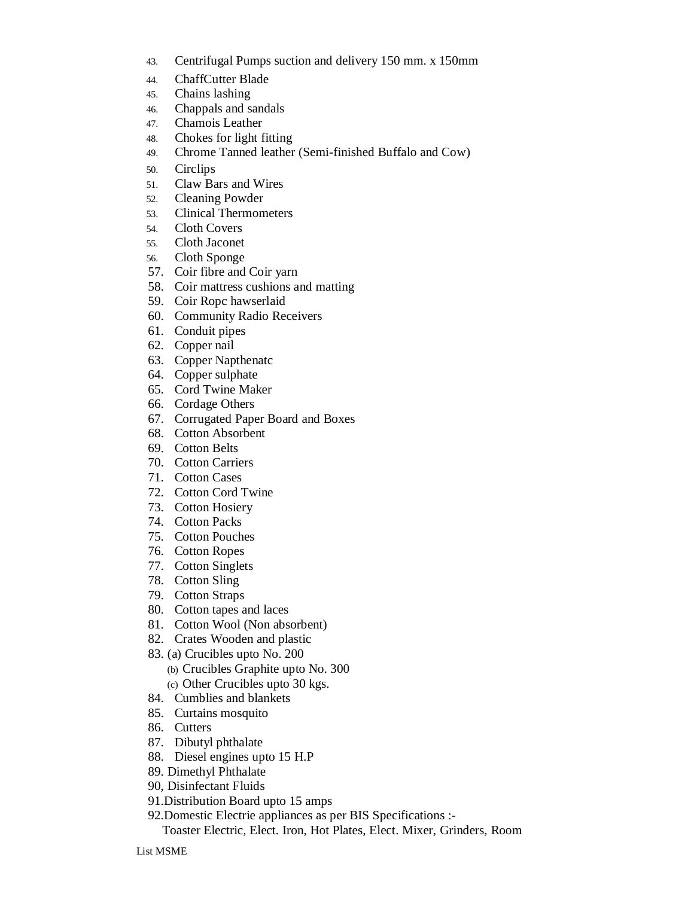43. Centrifugal Pumps suction and delivery 150 mm. x 150mm
44. ChaffCutter Blade
45. Chains lashing
46. Chappals and sandals
47. Chamois Leather
48. Chokes for light fitting
49. Chrome Tanned leather (Semi-finished Buffalo and Cow)
50. Circlips
51. Claw Bars and Wires
52. Cleaning Powder
53. Clinical Thermometers
54. Cloth Covers
55. Cloth Jaconet
56. Cloth Sponge
57. Coir fibre and Coir yarn
58. Coir mattress cushions and matting
59. Coir Ropc hawserlaid
60. Community Radio Receivers
61. Conduit pipes
62. Copper nail
63. Copper Napthenatc
64. Copper sulphate
65. Cord Twine Maker
66. Cordage Others
67. Corrugated Paper Board and Boxes
68. Cotton Absorbent
69. Cotton Belts
70. Cotton Carriers
71. Cotton Cases
72. Cotton Cord Twine
73. Cotton Hosiery
74. Cotton Packs
75. Cotton Pouches
76. Cotton Ropes
77. Cotton Singlets
78. Cotton Sling
79. Cotton Straps
80. Cotton tapes and laces
81. Cotton Wool (Non absorbent)
82. Crates Wooden and plastic
83. (a) Crucibles upto No. 200
    (b) Crucibles Graphite upto No. 300
    (c) Other Crucibles upto 30 kgs.
84. Cumblies and blankets
85. Curtains mosquito
86. Cutters
87. Dibutyl phthalate
88. Diesel engines upto 15 H.P
89. Dimethyl Phthalate
90, Disinfectant Fluids
91. Distribution Board upto 15 amps
92. Domestic Electrie appliances as per BIS Specifications :-
    Toaster Electric, Elect. Iron, Hot Plates, Elect. Mixer, Grinders, Room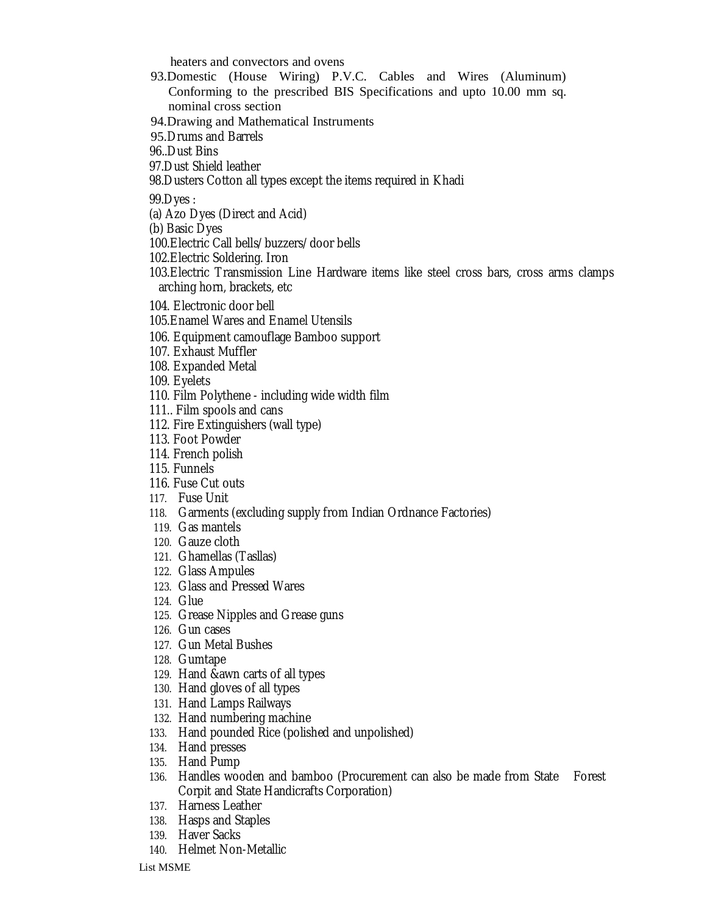heaters and convectors and ovens

93.Domestic (House Wiring) P.V.C. Cables and Wires (Aluminum) Conforming to the prescribed BIS Specifications and upto 10.00 mm sq. nominal cross section

94.Drawing and Mathematical Instruments

95.Drums and Barrels

96..Dust Bins

97.Dust Shield leather

98.Dusters Cotton all types except the items required in Khadi

99.Dyes :

(a) Azo Dyes (Direct and Acid)

(b) Basic Dyes

100.Electric Call bells/buzzers/door bells

102.Electric Soldering. Iron

103.Electric Transmission Line Hardware items like steel cross bars, cross arms clamps arching horn, brackets, etc

104. Electronic door bell

105.Enamel Wares and Enamel Utensils

106. Equipment camouflage Bamboo support

107. Exhaust Muffler

108. Expanded Metal

109. Eyelets

110. Film Polythene - including wide width film

111.. Film spools and cans

112. Fire Extinguishers (wall type)

113. Foot Powder

114. French polish

115. Funnels

116. Fuse Cut outs

117. Fuse Unit

118. Garments (excluding supply from Indian Ordnance Factories)

119. Gas mantels

120. Gauze cloth

121. Ghamellas (Tasllas)

122. Glass Ampules

123. Glass and Pressed Wares

124. Glue

125. Grease Nipples and Grease guns

126. Gun cases

127. Gun Metal Bushes

128. Gumtape

129. Hand &awn carts of all types

130. Hand gloves of all types

131. Hand Lamps Railways

132. Hand numbering machine

133. Hand pounded Rice (polished and unpolished)

134. Hand presses

135. Hand Pump

136. Handles wooden and bamboo (Procurement can also be made from State Forest Corpit and State Handicrafts Corporation)

137. Harness Leather

138. Hasps and Staples

139. Haver Sacks

140. Helmet Non-Metallic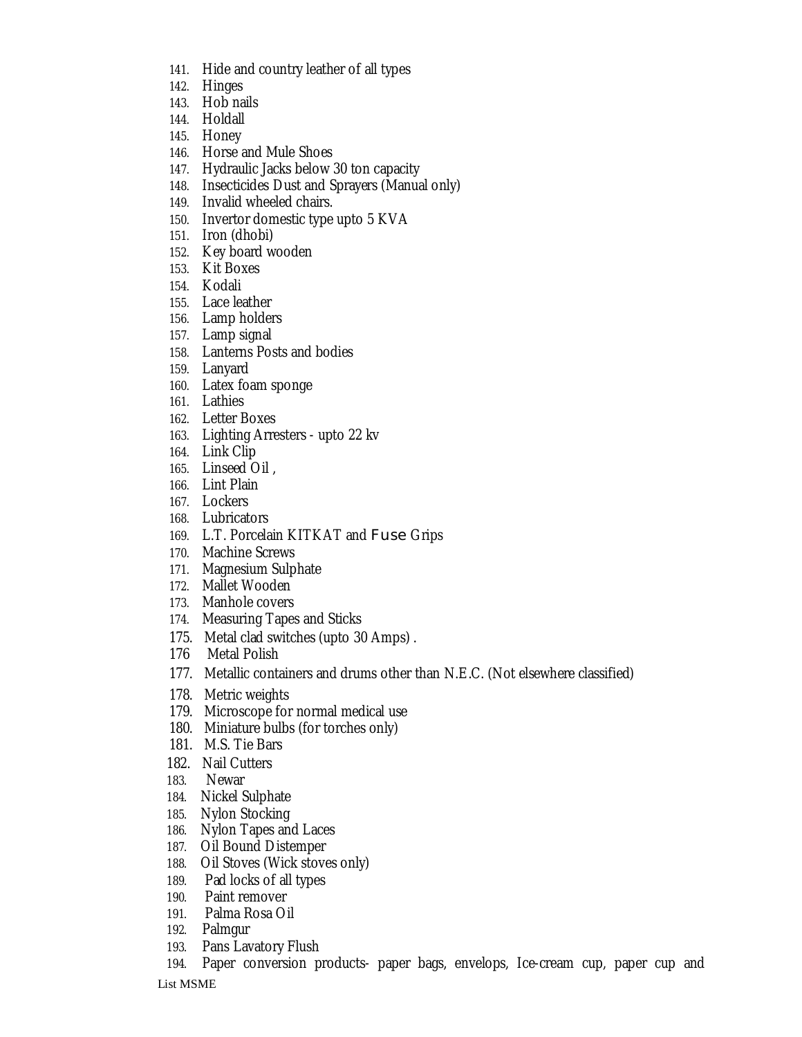141. Hide and country leather of all types
142. Hinges
143. Hob nails
144. Holdall
145. Honey
146. Horse and Mule Shoes
147. Hydraulic Jacks below 30 ton capacity
148. Insecticides Dust and Sprayers (Manual only)
149. Invalid wheeled chairs.
150. Invertor domestic type upto 5 KVA
151. Iron (dhobi)
152. Key board wooden
153. Kit Boxes
154. Kodali
155. Lace leather
156. Lamp holders
157. Lamp signal
158. Lanterns Posts and bodies
159. Lanyard
160. Latex foam sponge
161. Lathies
162. Letter Boxes
163. Lighting Arresters - upto 22 kv
164. Link Clip
165. Linseed Oil ,
166. Lint Plain
167. Lockers
168. Lubricators
169. L.T. Porcelain KITKAT and Fuse Grips
170. Machine Screws
171. Magnesium Sulphate
172. Mallet Wooden
173. Manhole covers
174. Measuring Tapes and Sticks
175. Metal clad switches (upto 30 Amps) .
176. Metal Polish
177. Metallic containers and drums other than N.E.C. (Not elsewhere classified)
178. Metric weights
179. Microscope for normal medical use
180. Miniature bulbs (for torches only)
181. M.S. Tie Bars
182. Nail Cutters
183. Newar
184. Nickel Sulphate
185. Nylon Stocking
186. Nylon Tapes and Laces
187. Oil Bound Distemper
188. Oil Stoves (Wick stoves only)
189. Pad locks of all types
190. Paint remover
191. Palma Rosa Oil
192. Palmgur
193. Pans Lavatory Flush
194. Paper conversion products- paper bags, envelops, Ice-cream cup, paper cup and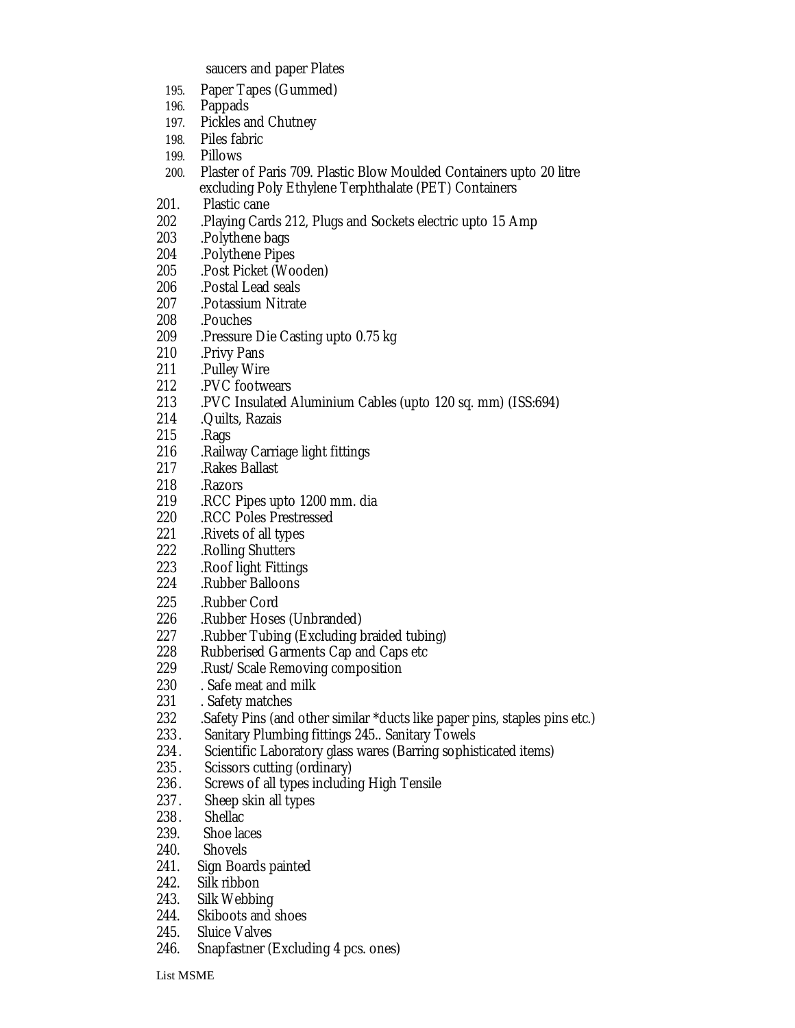saucers and paper Plates

195. Paper Tapes (Gummed)
196. Pappads
197. Pickles and Chutney
198. Piles fabric
199. Pillows
200. Plaster of Paris 709. Plastic Blow Moulded Containers upto 20 litre excluding Poly Ethylene Terphthalate (PET) Containers
201. Plastic cane
202 .Playing Cards 212, Plugs and Sockets electric upto 15 Amp
203 .Polythene bags
204 .Polythene Pipes
205 .Post Picket (Wooden)
206 .Postal Lead seals
207 .Potassium Nitrate
208 .Pouches
209 .Pressure Die Casting upto 0.75 kg
210 .Privy Pans
211 .Pulley Wire
212 .PVC footwears
213 .PVC Insulated Aluminium Cables (upto 120 sq. mm) (ISS:694)
214 .Quilts, Razais
215 .Rags
216 .Railway Carriage light fittings
217 .Rakes Ballast
218 .Razors
219 .RCC Pipes upto 1200 mm. dia
220 .RCC Poles Prestressed
221 .Rivets of all types
222 .Rolling Shutters
223 .Roof light Fittings
224 .Rubber Balloons
225 .Rubber Cord
226 .Rubber Hoses (Unbranded)
227 .Rubber Tubing (Excluding braided tubing)
228 Rubberised Garments Cap and Caps etc
229 .Rust/Scale Removing composition
230 . Safe meat and milk
231 . Safety matches
232 .Safety Pins (and other similar *ducts like paper pins, staples pins etc.)
233. Sanitary Plumbing fittings 245.. Sanitary Towels
234. Scientific Laboratory glass wares (Barring sophisticated items)
235. Scissors cutting (ordinary)
236. Screws of all types including High Tensile
237. Sheep skin all types
238. Shellac
239. Shoe laces
240. Shovels
241. Sign Boards painted
242. Silk ribbon
243. Silk Webbing
244. Skiboots and shoes
245. Sluice Valves
246. Snapfastner (Excluding 4 pcs. ones)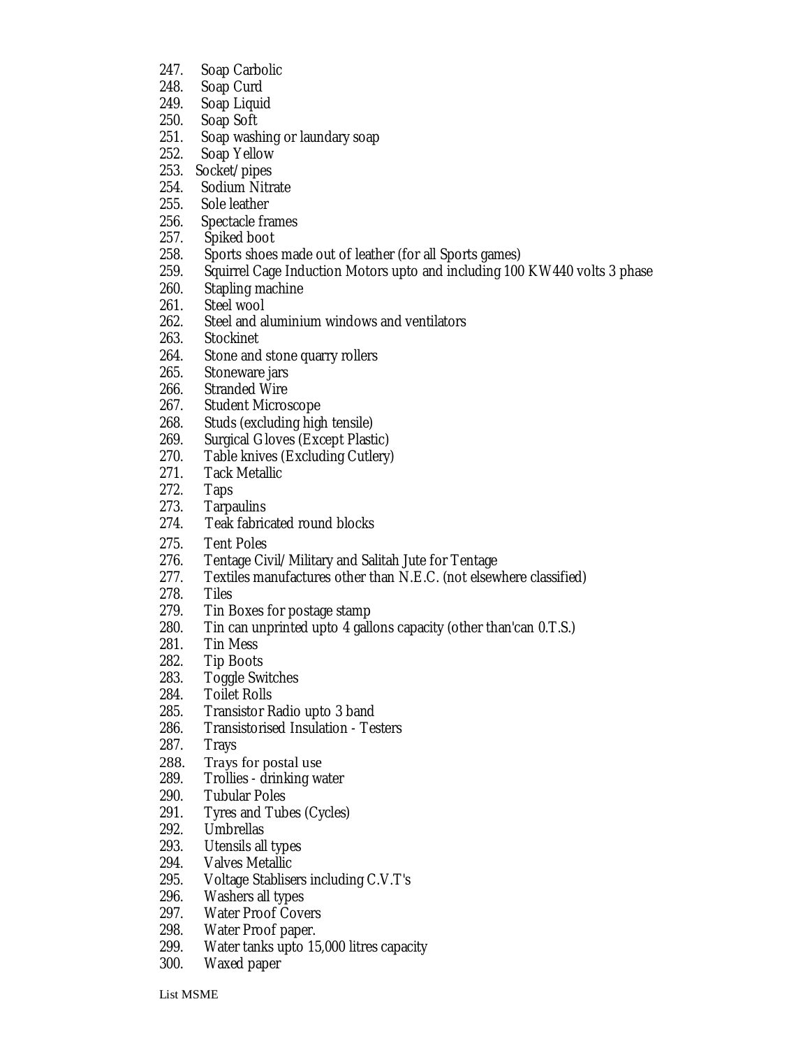247. Soap Carbolic
248. Soap Curd
249. Soap Liquid
250. Soap Soft
251. Soap washing or laundary soap
252. Soap Yellow
253. Socket/pipes
254. Sodium Nitrate
255. Sole leather
256. Spectacle frames
257. Spiked boot
258. Sports shoes made out of leather (for all Sports games)
259. Squirrel Cage Induction Motors upto and including 100 KW440 volts 3 phase
260. Stapling machine
261. Steel wool
262. Steel and aluminium windows and ventilators
263. Stockinet
264. Stone and stone quarry rollers
265. Stoneware jars
266. Stranded Wire
267. Student Microscope
268. Studs (excluding high tensile)
269. Surgical Gloves (Except Plastic)
270. Table knives (Excluding Cutlery)
271. Tack Metallic
272. Taps
273. Tarpaulins
274. Teak fabricated round blocks
275. Tent Poles
276. Tentage Civil/Military and Salitah Jute for Tentage
277. Textiles manufactures other than N.E.C. (not elsewhere classified)
278. Tiles
279. Tin Boxes for postage stamp
280. Tin can unprinted upto 4 gallons capacity (other than'can 0.T.S.)
281. Tin Mess
282. Tip Boots
283. Toggle Switches
284. Toilet Rolls
285. Transistor Radio upto 3 band
286. Transistorised Insulation - Testers
287. Trays
288. Trays for postal use
289. Trollies - drinking water
290. Tubular Poles
291. Tyres and Tubes (Cycles)
292. Umbrellas
293. Utensils all types
294. Valves Metallic
295. Voltage Stablisers including C.V.T's
296. Washers all types
297. Water Proof Covers
298. Water Proof paper.
299. Water tanks upto 15,000 litres capacity
300. Waxed paper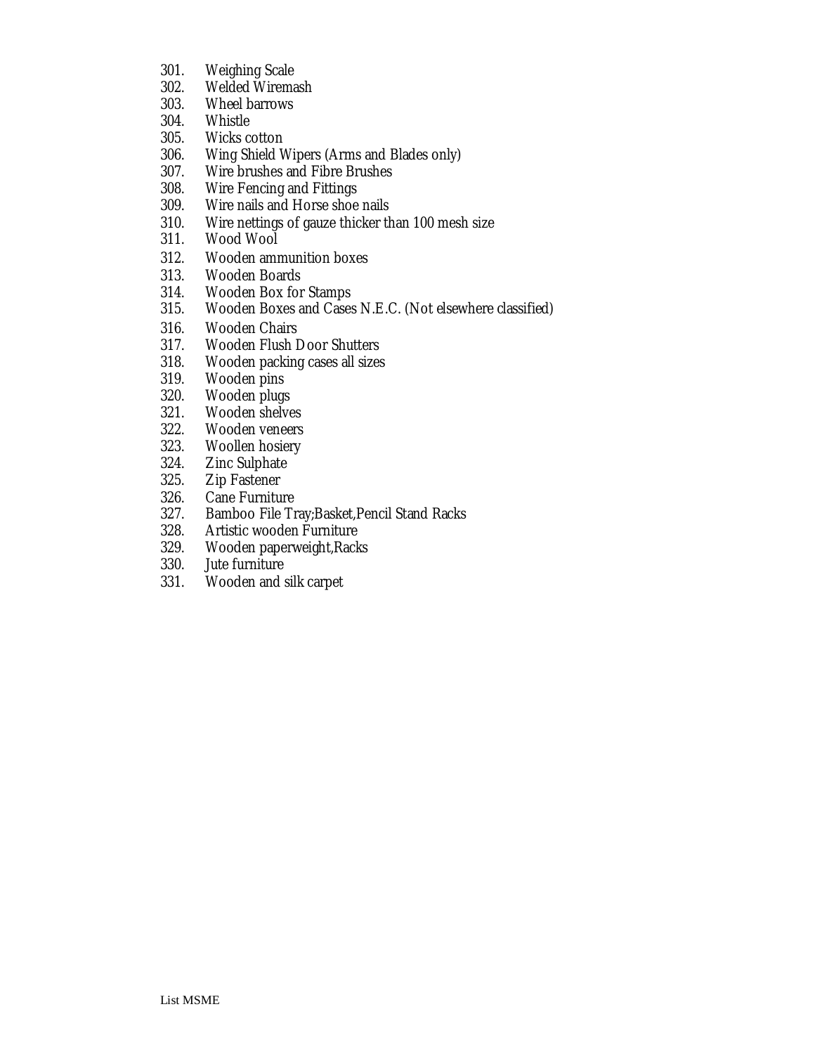301. Weighing Scale
302. Welded Wiremash
303. Wheel barrows
304. Whistle
305. Wicks cotton
306. Wing Shield Wipers (Arms and Blades only)
307. Wire brushes and Fibre Brushes
308. Wire Fencing and Fittings
309. Wire nails and Horse shoe nails
310. Wire nettings of gauze thicker than 100 mesh size
311. Wood Wool
312. Wooden ammunition boxes
313. Wooden Boards
314. Wooden Box for Stamps
315. Wooden Boxes and Cases N.E.C. (Not elsewhere classified)
316. Wooden Chairs
317. Wooden Flush Door Shutters
318. Wooden packing cases all sizes
319. Wooden pins
320. Wooden plugs
321. Wooden shelves
322. Wooden veneers
323. Woollen hosiery
324. Zinc Sulphate
325. Zip Fastener
326. Cane Furniture
327. Bamboo File Tray;Basket,Pencil Stand Racks
328. Artistic wooden Furniture
329. Wooden paperweight,Racks
330. Jute furniture
331. Wooden and silk carpet